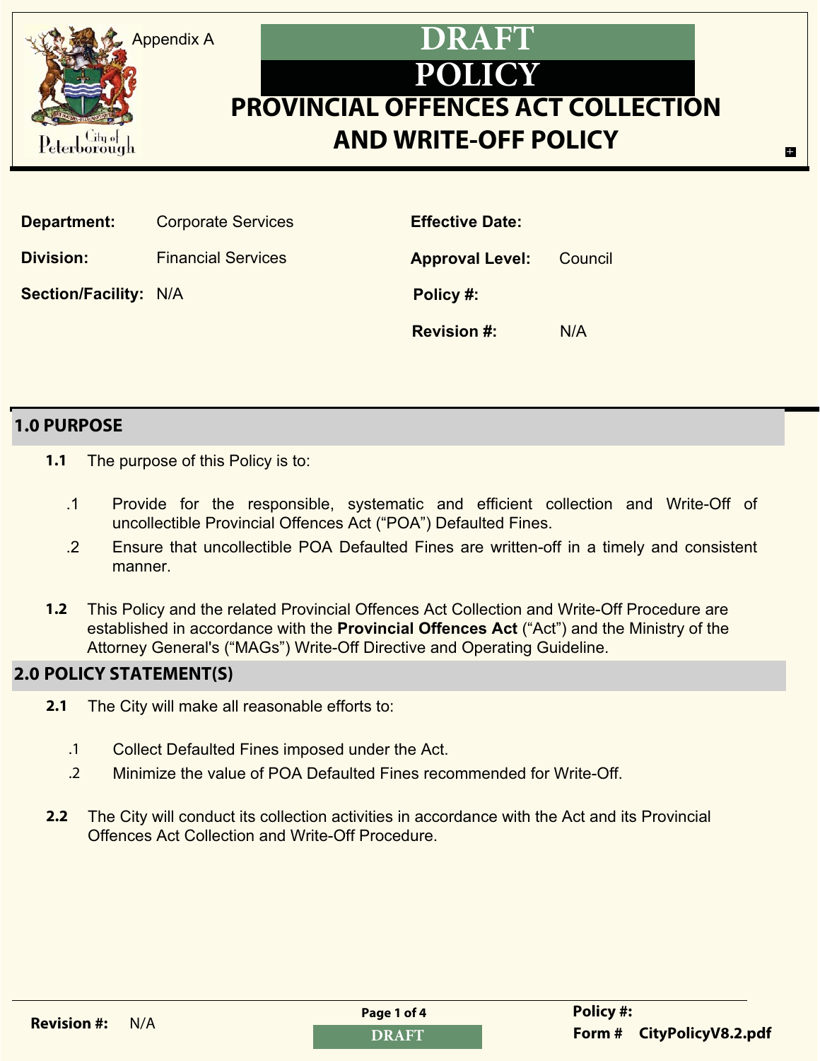Appendix A

# DRAFT POLICY

# PROVINCIAL OFFENCES ACT COLLECTION AND WRITE-OFF POLICY

| | | | |
|---|---|---|---|
| **Department:** | Corporate Services | **Effective Date:** | |
| **Division:** | Financial Services | **Approval Level:** | Council |
| **Section/Facility:** | N/A | **Policy #:** | |
| | | **Revision #:** | N/A |

## 1.0 PURPOSE

**1.1** The purpose of this Policy is to:

.1 Provide for the responsible, systematic and efficient collection and Write-Off of uncollectible Provincial Offences Act ("POA") Defaulted Fines.

.2 Ensure that uncollectible POA Defaulted Fines are written-off in a timely and consistent manner.

**1.2** This Policy and the related Provincial Offences Act Collection and Write-Off Procedure are established in accordance with the **Provincial Offences Act** ("Act") and the Ministry of the Attorney General's ("MAGs") Write-Off Directive and Operating Guideline.

## 2.0 POLICY STATEMENT(S)

**2.1** The City will make all reasonable efforts to:

.1 Collect Defaulted Fines imposed under the Act.

.2 Minimize the value of POA Defaulted Fines recommended for Write-Off.

**2.2** The City will conduct its collection activities in accordance with the Act and its Provincial Offences Act Collection and Write-Off Procedure.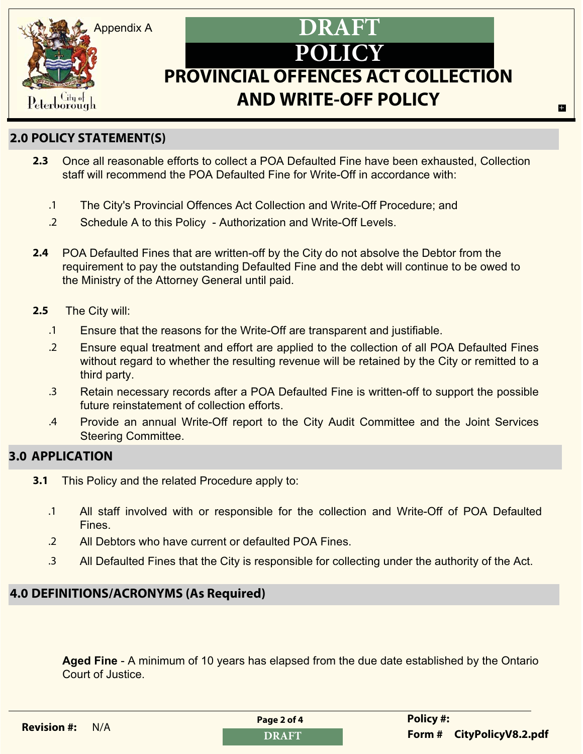## 2.0 POLICY STATEMENT(S)

**2.3** Once all reasonable efforts to collect a POA Defaulted Fine have been exhausted, Collection staff will recommend the POA Defaulted Fine for Write-Off in accordance with:

.1 The City's Provincial Offences Act Collection and Write-Off Procedure; and

.2 Schedule A to this Policy - Authorization and Write-Off Levels.

**2.4** POA Defaulted Fines that are written-off by the City do not absolve the Debtor from the requirement to pay the outstanding Defaulted Fine and the debt will continue to be owed to the Ministry of the Attorney General until paid.

**2.5** The City will:

.1 Ensure that the reasons for the Write-Off are transparent and justifiable.

.2 Ensure equal treatment and effort are applied to the collection of all POA Defaulted Fines without regard to whether the resulting revenue will be retained by the City or remitted to a third party.

.3 Retain necessary records after a POA Defaulted Fine is written-off to support the possible future reinstatement of collection efforts.

.4 Provide an annual Write-Off report to the City Audit Committee and the Joint Services Steering Committee.

## 3.0 APPLICATION

**3.1** This Policy and the related Procedure apply to:

.1 All staff involved with or responsible for the collection and Write-Off of POA Defaulted Fines.

.2 All Debtors who have current or defaulted POA Fines.

.3 All Defaulted Fines that the City is responsible for collecting under the authority of the Act.

## 4.0 DEFINITIONS/ACRONYMS (As Required)

**Aged Fine** - A minimum of 10 years has elapsed from the due date established by the Ontario Court of Justice.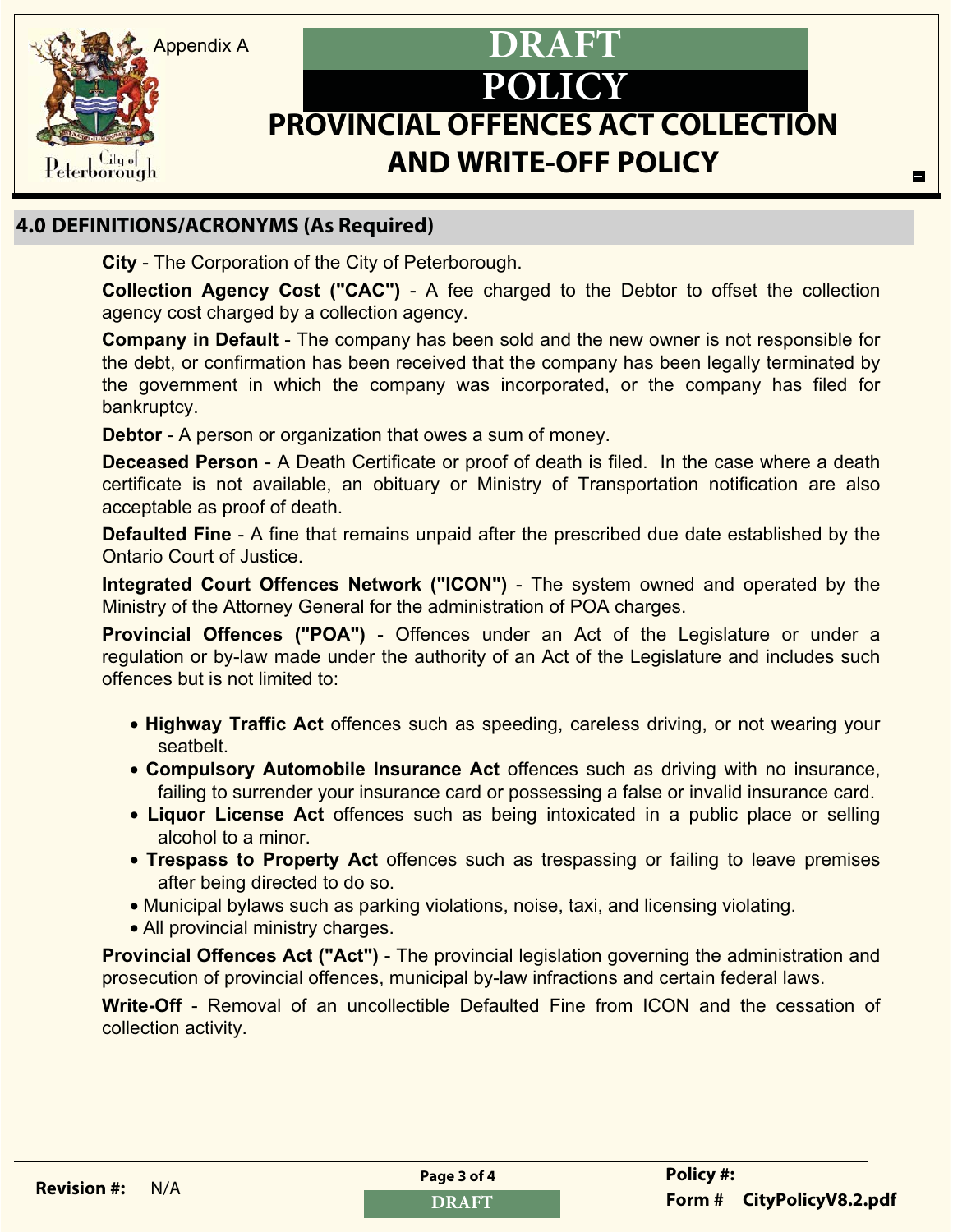## 4.0 DEFINITIONS/ACRONYMS (As Required)

**City** - The Corporation of the City of Peterborough.

**Collection Agency Cost ("CAC")** - A fee charged to the Debtor to offset the collection agency cost charged by a collection agency.

**Company in Default** - The company has been sold and the new owner is not responsible for the debt, or confirmation has been received that the company has been legally terminated by the government in which the company was incorporated, or the company has filed for bankruptcy.

**Debtor** - A person or organization that owes a sum of money.

**Deceased Person** - A Death Certificate or proof of death is filed. In the case where a death certificate is not available, an obituary or Ministry of Transportation notification are also acceptable as proof of death.

**Defaulted Fine** - A fine that remains unpaid after the prescribed due date established by the Ontario Court of Justice.

**Integrated Court Offences Network ("ICON")** - The system owned and operated by the Ministry of the Attorney General for the administration of POA charges.

**Provincial Offences ("POA")** - Offences under an Act of the Legislature or under a regulation or by-law made under the authority of an Act of the Legislature and includes such offences but is not limited to:

- **Highway Traffic Act** offences such as speeding, careless driving, or not wearing your seatbelt.
- **Compulsory Automobile Insurance Act** offences such as driving with no insurance, failing to surrender your insurance card or possessing a false or invalid insurance card.
- **Liquor License Act** offences such as being intoxicated in a public place or selling alcohol to a minor.
- **Trespass to Property Act** offences such as trespassing or failing to leave premises after being directed to do so.
- Municipal bylaws such as parking violations, noise, taxi, and licensing violating.
- All provincial ministry charges.

**Provincial Offences Act ("Act")** - The provincial legislation governing the administration and prosecution of provincial offences, municipal by-law infractions and certain federal laws.

**Write-Off** - Removal of an uncollectible Defaulted Fine from ICON and the cessation of collection activity.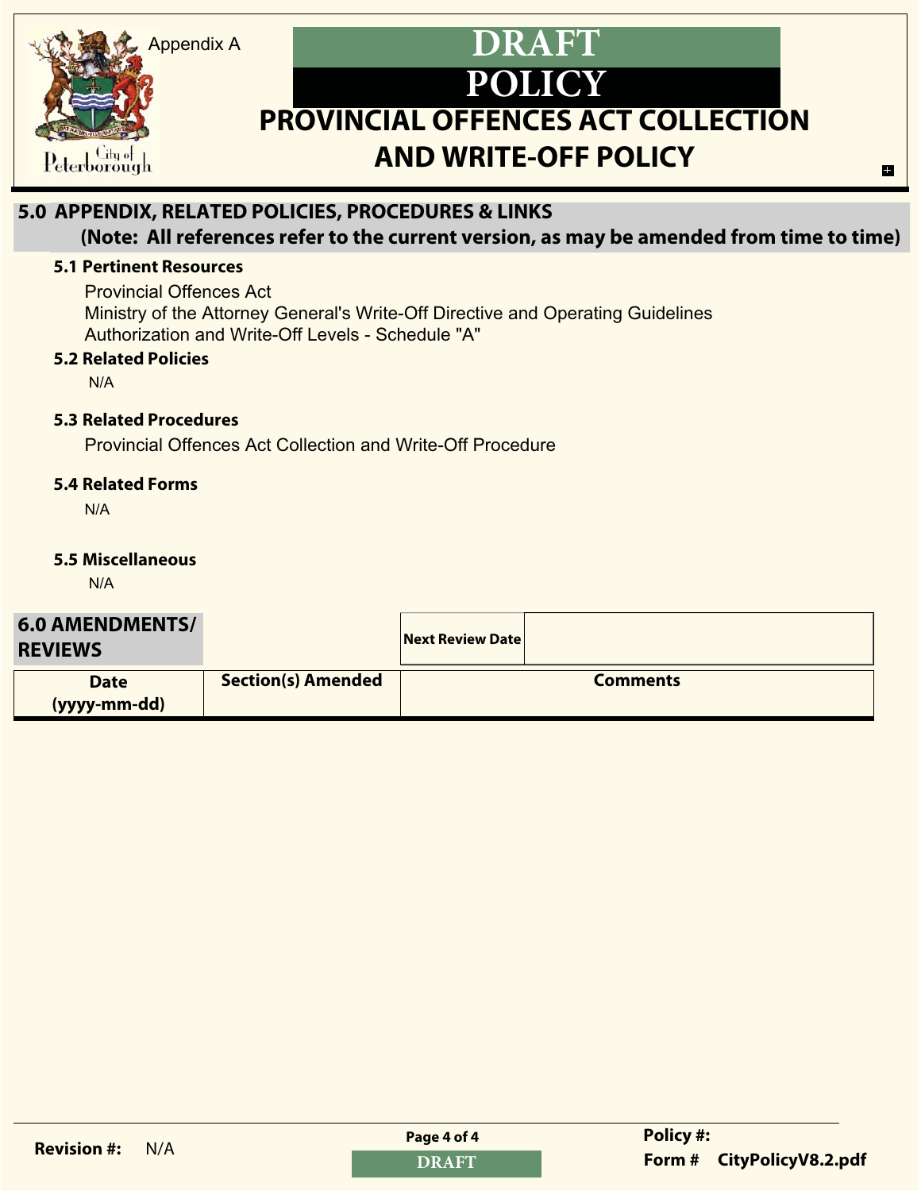Appendix A

# DRAFT POLICY

# PROVINCIAL OFFENCES ACT COLLECTION AND WRITE-OFF POLICY

## 5.0 APPENDIX, RELATED POLICIES, PROCEDURES & LINKS

**(Note: All references refer to the current version, as may be amended from time to time)**

### 5.1 Pertinent Resources

Provincial Offences Act
Ministry of the Attorney General's Write-Off Directive and Operating Guidelines
Authorization and Write-Off Levels - Schedule "A"

### 5.2 Related Policies

N/A

### 5.3 Related Procedures

Provincial Offences Act Collection and Write-Off Procedure

### 5.4 Related Forms

N/A

### 5.5 Miscellaneous

N/A

## 6.0 AMENDMENTS/ REVIEWS

| Next Review Date | |
|---|---|

| Date (yyyy-mm-dd) | Section(s) Amended | Comments |
|---|---|---|

**Revision #:** N/A

**Policy #:**

**Form #** CityPolicyV8.2.pdf